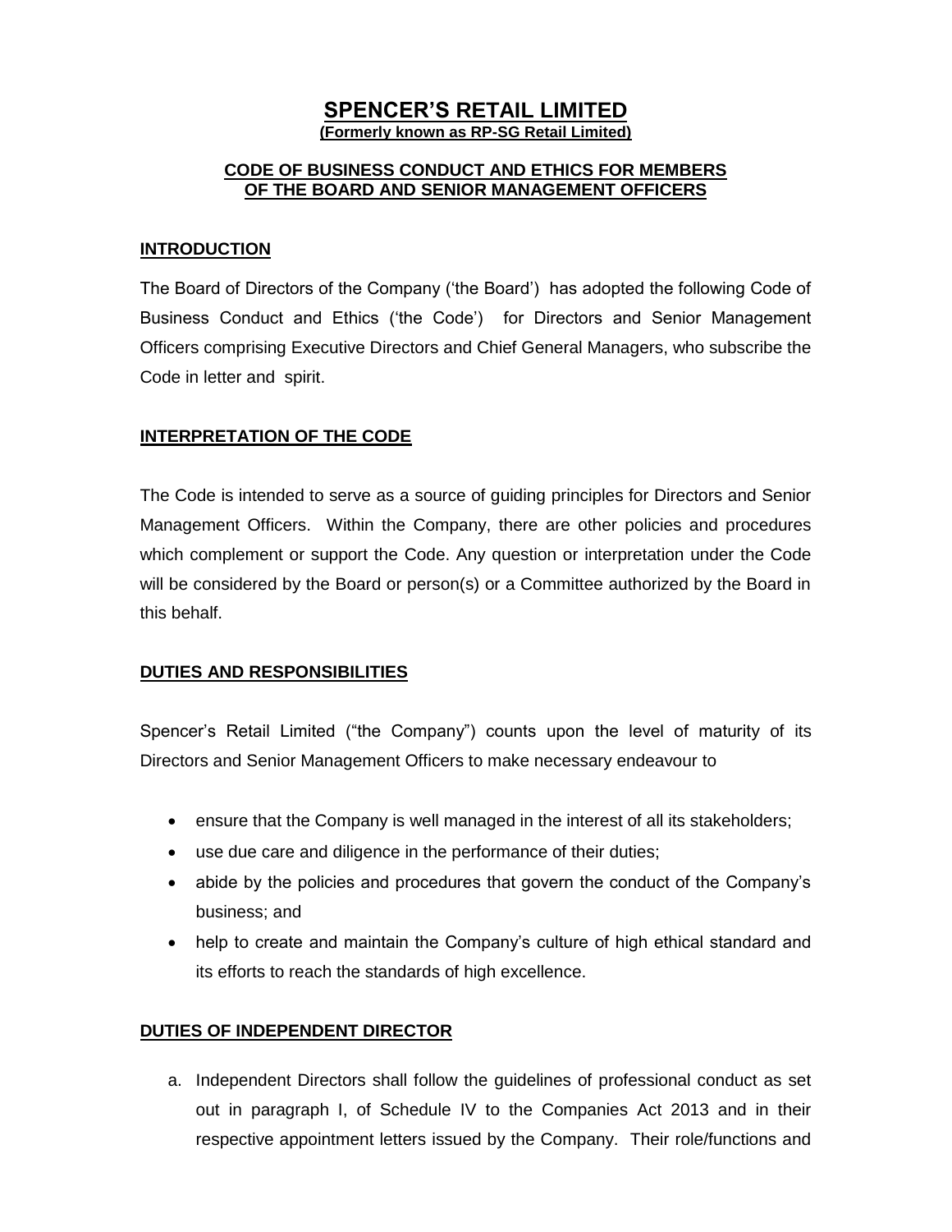# SPENCER'S RETAIL LIMITED

**(Formerly known as RP-SG Retail Limited)**

## CODE OF BUSINESS CONDUCT AND ETHICS FOR MEMBERS OF THE BOARD AND SENIOR MANAGEMENT OFFICERS

### INTRODUCTION

The Board of Directors of the Company ('the Board') has adopted the following Code of Business Conduct and Ethics ('the Code') for Directors and Senior Management Officers comprising Executive Directors and Chief General Managers, who subscribe the Code in letter and spirit.

### INTERPRETATION OF THE CODE

The Code is intended to serve as a source of guiding principles for Directors and Senior Management Officers. Within the Company, there are other policies and procedures which complement or support the Code. Any question or interpretation under the Code will be considered by the Board or person(s) or a Committee authorized by the Board in this behalf.

### DUTIES AND RESPONSIBILITIES

Spencer's Retail Limited ("the Company") counts upon the level of maturity of its Directors and Senior Management Officers to make necessary endeavour to

- ensure that the Company is well managed in the interest of all its stakeholders;
- use due care and diligence in the performance of their duties;
- abide by the policies and procedures that govern the conduct of the Company's business; and
- help to create and maintain the Company's culture of high ethical standard and its efforts to reach the standards of high excellence.

### DUTIES OF INDEPENDENT DIRECTOR

a. Independent Directors shall follow the guidelines of professional conduct as set out in paragraph I, of Schedule IV to the Companies Act 2013 and in their respective appointment letters issued by the Company. Their role/functions and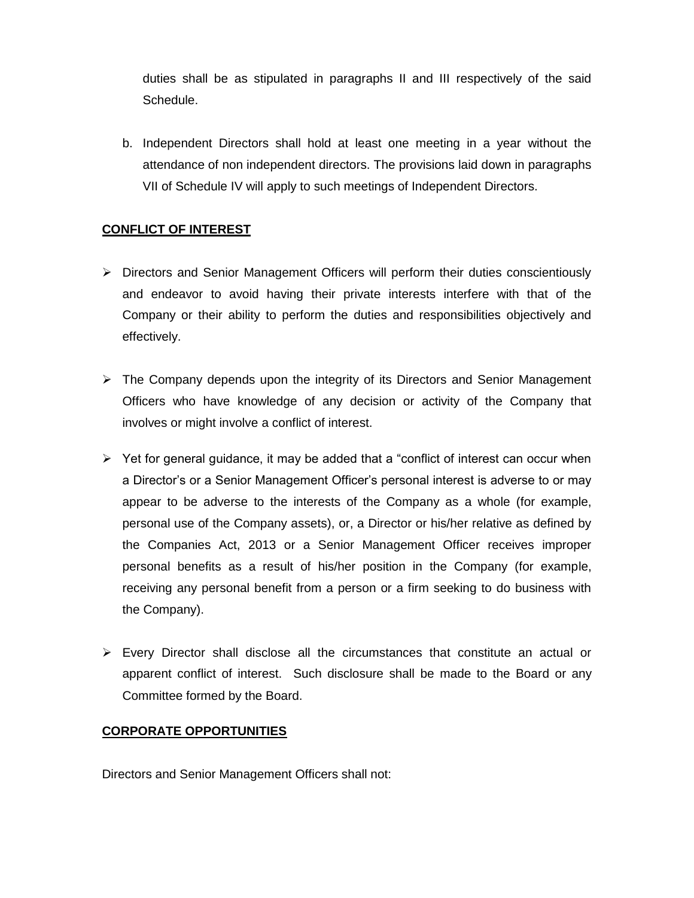duties shall be as stipulated in paragraphs II and III respectively of the said Schedule.

b. Independent Directors shall hold at least one meeting in a year without the attendance of non independent directors. The provisions laid down in paragraphs VII of Schedule IV will apply to such meetings of Independent Directors.

**CONFLICT OF INTEREST**

- Directors and Senior Management Officers will perform their duties conscientiously and endeavor to avoid having their private interests interfere with that of the Company or their ability to perform the duties and responsibilities objectively and effectively.

- The Company depends upon the integrity of its Directors and Senior Management Officers who have knowledge of any decision or activity of the Company that involves or might involve a conflict of interest.

- Yet for general guidance, it may be added that a "conflict of interest can occur when a Director's or a Senior Management Officer's personal interest is adverse to or may appear to be adverse to the interests of the Company as a whole (for example, personal use of the Company assets), or, a Director or his/her relative as defined by the Companies Act, 2013 or a Senior Management Officer receives improper personal benefits as a result of his/her position in the Company (for example, receiving any personal benefit from a person or a firm seeking to do business with the Company).

- Every Director shall disclose all the circumstances that constitute an actual or apparent conflict of interest. Such disclosure shall be made to the Board or any Committee formed by the Board.

**CORPORATE OPPORTUNITIES**

Directors and Senior Management Officers shall not: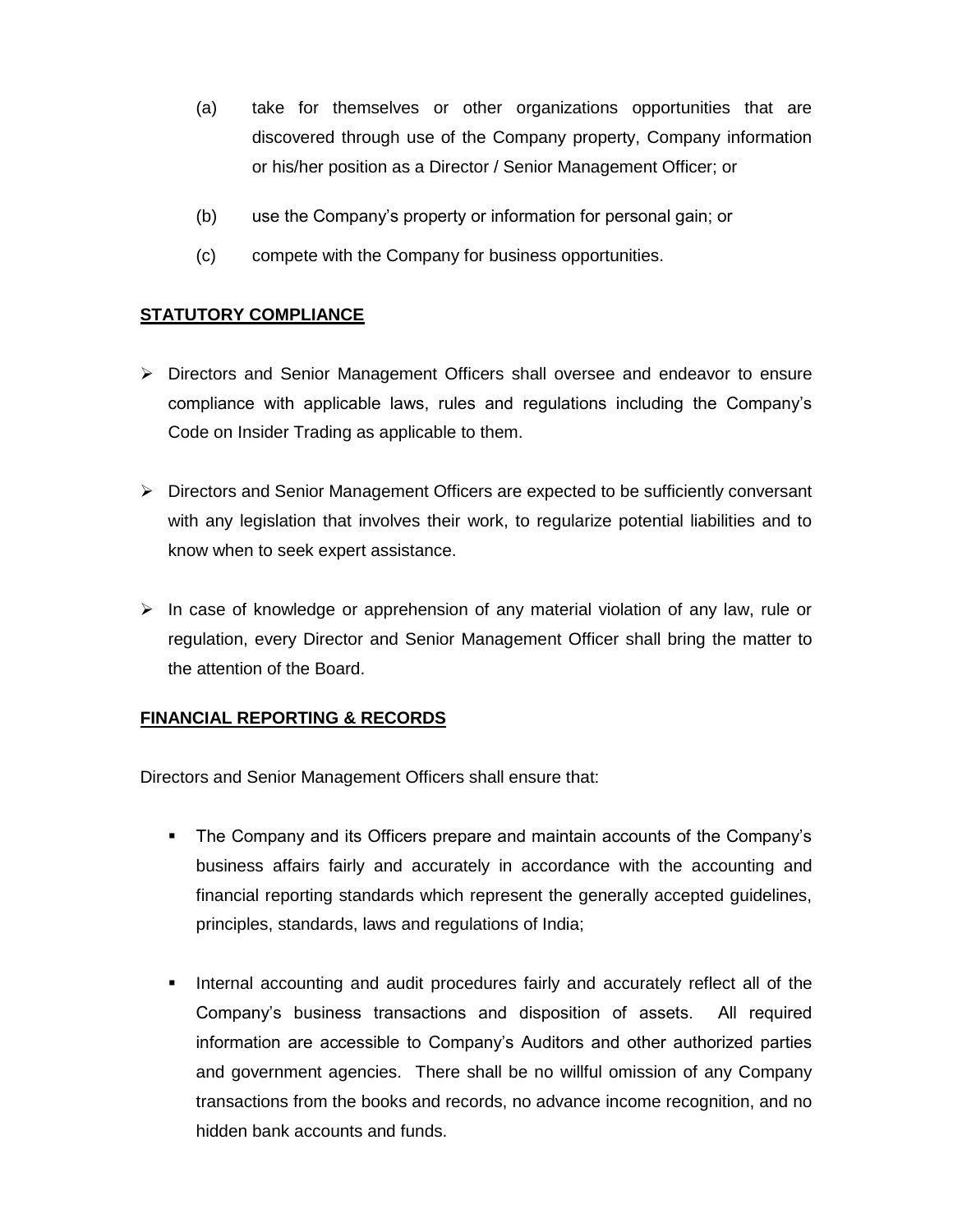(a) take for themselves or other organizations opportunities that are discovered through use of the Company property, Company information or his/her position as a Director / Senior Management Officer; or

(b) use the Company's property or information for personal gain; or

(c) compete with the Company for business opportunities.

## STATUTORY COMPLIANCE

- Directors and Senior Management Officers shall oversee and endeavor to ensure compliance with applicable laws, rules and regulations including the Company's Code on Insider Trading as applicable to them.

- Directors and Senior Management Officers are expected to be sufficiently conversant with any legislation that involves their work, to regularize potential liabilities and to know when to seek expert assistance.

- In case of knowledge or apprehension of any material violation of any law, rule or regulation, every Director and Senior Management Officer shall bring the matter to the attention of the Board.

## FINANCIAL REPORTING & RECORDS

Directors and Senior Management Officers shall ensure that:

- The Company and its Officers prepare and maintain accounts of the Company's business affairs fairly and accurately in accordance with the accounting and financial reporting standards which represent the generally accepted guidelines, principles, standards, laws and regulations of India;

- Internal accounting and audit procedures fairly and accurately reflect all of the Company's business transactions and disposition of assets. All required information are accessible to Company's Auditors and other authorized parties and government agencies. There shall be no willful omission of any Company transactions from the books and records, no advance income recognition, and no hidden bank accounts and funds.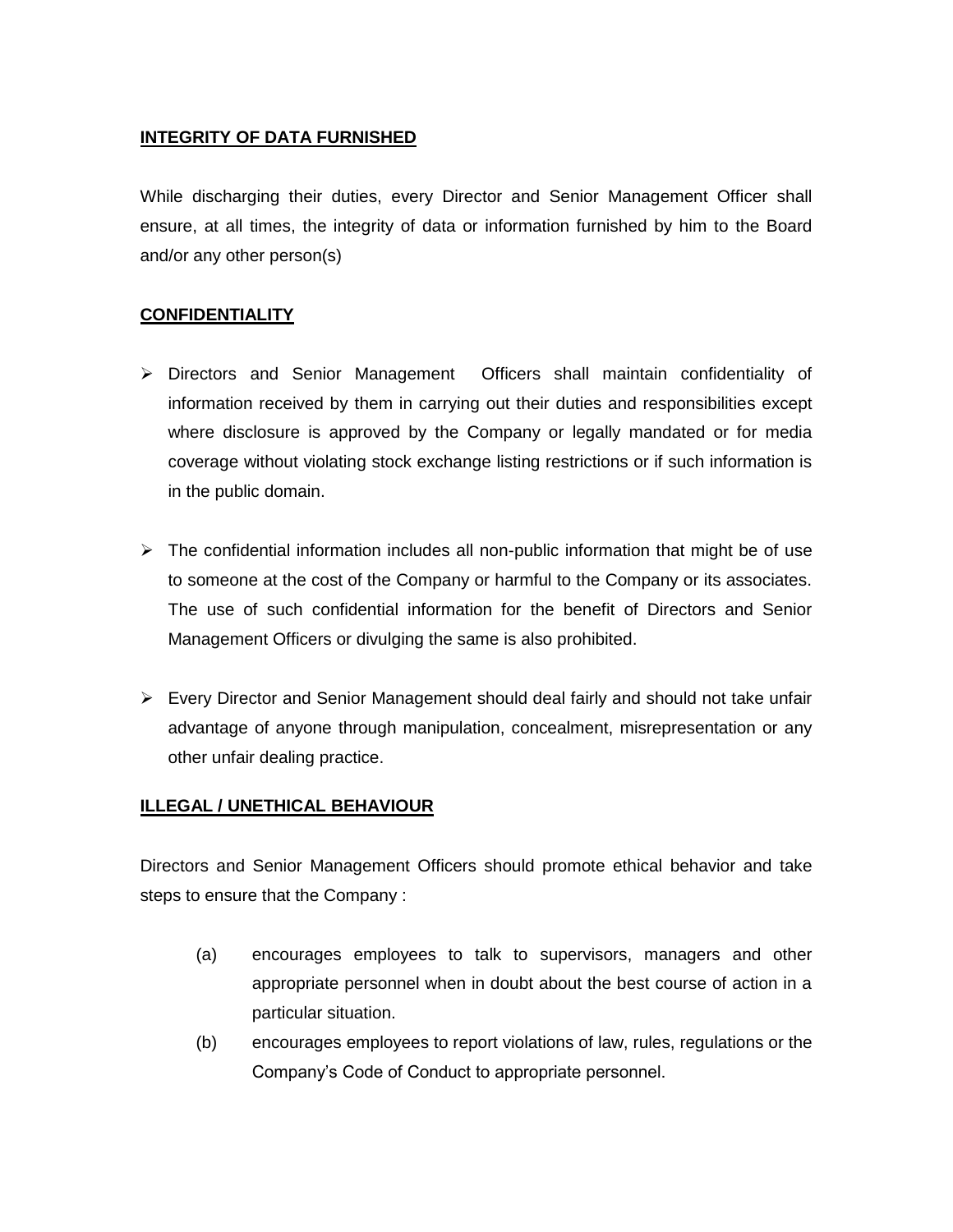## INTEGRITY OF DATA FURNISHED

While discharging their duties, every Director and Senior Management Officer shall ensure, at all times, the integrity of data or information furnished by him to the Board and/or any other person(s)

## CONFIDENTIALITY

- Directors and Senior Management Officers shall maintain confidentiality of information received by them in carrying out their duties and responsibilities except where disclosure is approved by the Company or legally mandated or for media coverage without violating stock exchange listing restrictions or if such information is in the public domain.
- The confidential information includes all non-public information that might be of use to someone at the cost of the Company or harmful to the Company or its associates. The use of such confidential information for the benefit of Directors and Senior Management Officers or divulging the same is also prohibited.
- Every Director and Senior Management should deal fairly and should not take unfair advantage of anyone through manipulation, concealment, misrepresentation or any other unfair dealing practice.

## ILLEGAL / UNETHICAL BEHAVIOUR

Directors and Senior Management Officers should promote ethical behavior and take steps to ensure that the Company :

(a) encourages employees to talk to supervisors, managers and other appropriate personnel when in doubt about the best course of action in a particular situation.

(b) encourages employees to report violations of law, rules, regulations or the Company's Code of Conduct to appropriate personnel.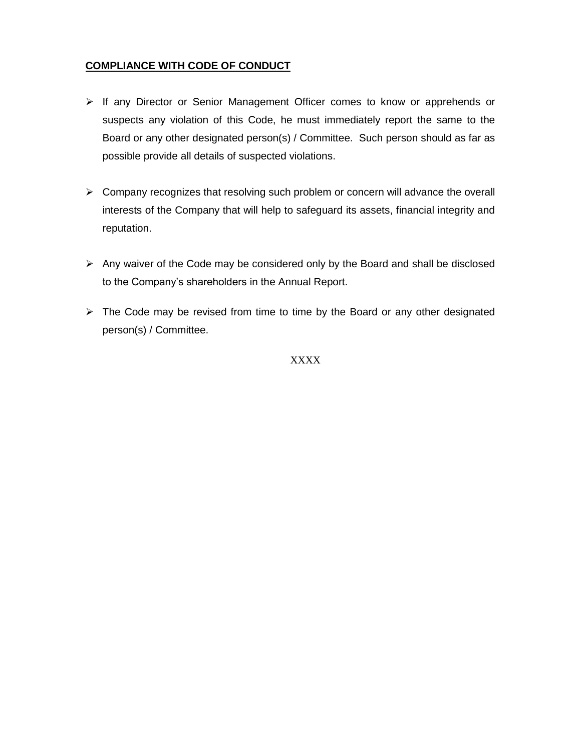**COMPLIANCE WITH CODE OF CONDUCT**

- If any Director or Senior Management Officer comes to know or apprehends or suspects any violation of this Code, he must immediately report the same to the Board or any other designated person(s) / Committee. Such person should as far as possible provide all details of suspected violations.

- Company recognizes that resolving such problem or concern will advance the overall interests of the Company that will help to safeguard its assets, financial integrity and reputation.

- Any waiver of the Code may be considered only by the Board and shall be disclosed to the Company's shareholders in the Annual Report.

- The Code may be revised from time to time by the Board or any other designated person(s) / Committee.

XXXX